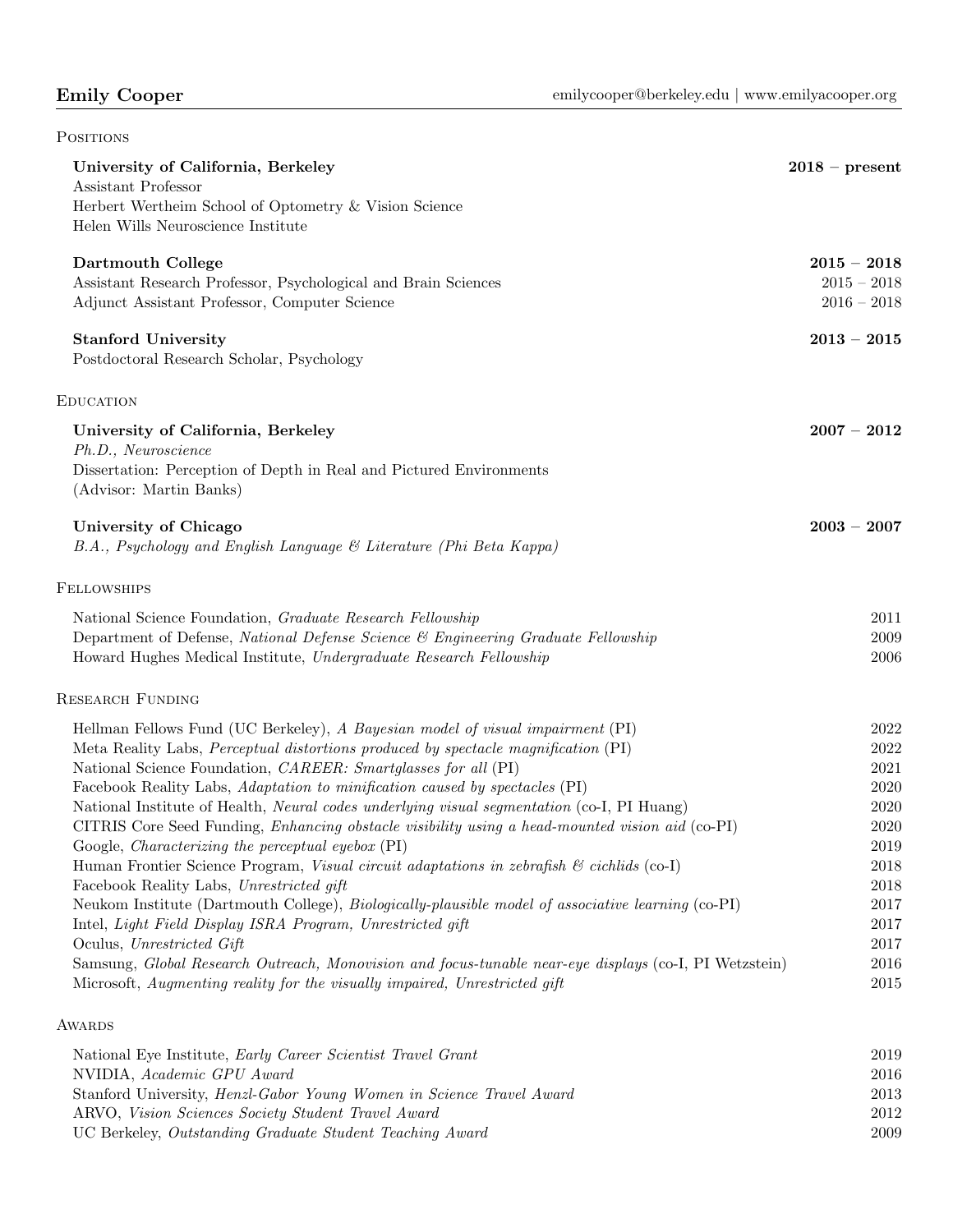# Emily Cooper

emilycooper@berkeley.edu | www.emilyacooper.org

## Positions

**University of California, Berkeley** **2018 – present**
Assistant Professor
Herbert Wertheim School of Optometry & Vision Science
Helen Wills Neuroscience Institute

**Dartmouth College** **2015 – 2018**
Assistant Research Professor, Psychological and Brain Sciences 2015 – 2018
Adjunct Assistant Professor, Computer Science 2016 – 2018

**Stanford University** **2013 – 2015**
Postdoctoral Research Scholar, Psychology

## Education

**University of California, Berkeley** **2007 – 2012**
*Ph.D., Neuroscience*
Dissertation: Perception of Depth in Real and Pictured Environments
(Advisor: Martin Banks)

**University of Chicago** **2003 – 2007**
*B.A., Psychology and English Language & Literature (Phi Beta Kappa)*

## Fellowships

National Science Foundation, *Graduate Research Fellowship* 2011
Department of Defense, *National Defense Science & Engineering Graduate Fellowship* 2009
Howard Hughes Medical Institute, *Undergraduate Research Fellowship* 2006

## Research Funding

Hellman Fellows Fund (UC Berkeley), *A Bayesian model of visual impairment* (PI) 2022
Meta Reality Labs, *Perceptual distortions produced by spectacle magnification* (PI) 2022
National Science Foundation, *CAREER: Smartglasses for all* (PI) 2021
Facebook Reality Labs, *Adaptation to minification caused by spectacles* (PI) 2020
National Institute of Health, *Neural codes underlying visual segmentation* (co-I, PI Huang) 2020
CITRIS Core Seed Funding, *Enhancing obstacle visibility using a head-mounted vision aid* (co-PI) 2020
Google, *Characterizing the perceptual eyebox* (PI) 2019
Human Frontier Science Program, *Visual circuit adaptations in zebrafish & cichlids* (co-I) 2018
Facebook Reality Labs, *Unrestricted gift* 2018
Neukom Institute (Dartmouth College), *Biologically-plausible model of associative learning* (co-PI) 2017
Intel, *Light Field Display ISRA Program, Unrestricted gift* 2017
Oculus, *Unrestricted Gift* 2017
Samsung, *Global Research Outreach, Monovision and focus-tunable near-eye displays* (co-I, PI Wetzstein) 2016
Microsoft, *Augmenting reality for the visually impaired, Unrestricted gift* 2015

## Awards

National Eye Institute, *Early Career Scientist Travel Grant* 2019
NVIDIA, *Academic GPU Award* 2016
Stanford University, *Henzl-Gabor Young Women in Science Travel Award* 2013
ARVO, *Vision Sciences Society Student Travel Award* 2012
UC Berkeley, *Outstanding Graduate Student Teaching Award* 2009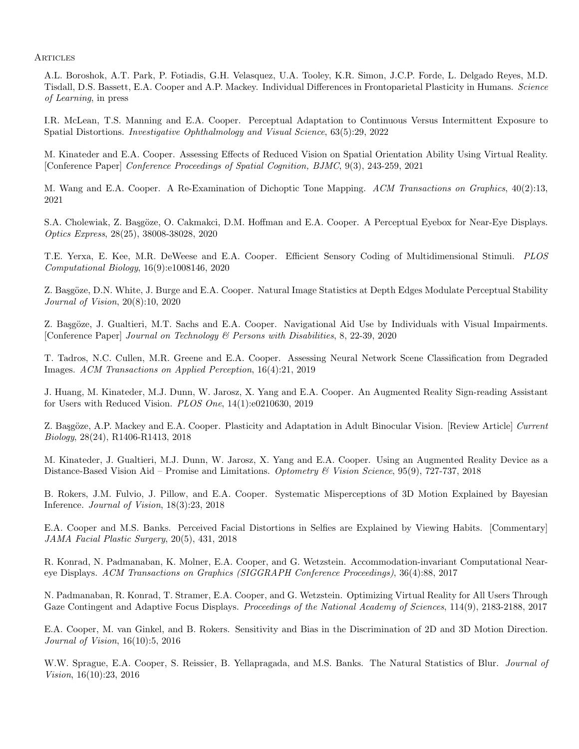## Articles

A.L. Boroshok, A.T. Park, P. Fotiadis, G.H. Velasquez, U.A. Tooley, K.R. Simon, J.C.P. Forde, L. Delgado Reyes, M.D. Tisdall, D.S. Bassett, E.A. Cooper and A.P. Mackey. Individual Differences in Frontoparietal Plasticity in Humans. *Science of Learning*, in press

I.R. McLean, T.S. Manning and E.A. Cooper. Perceptual Adaptation to Continuous Versus Intermittent Exposure to Spatial Distortions. *Investigative Ophthalmology and Visual Science*, 63(5):29, 2022

M. Kinateder and E.A. Cooper. Assessing Effects of Reduced Vision on Spatial Orientation Ability Using Virtual Reality. [Conference Paper] *Conference Proceedings of Spatial Cognition, BJMC*, 9(3), 243-259, 2021

M. Wang and E.A. Cooper. A Re-Examination of Dichoptic Tone Mapping. *ACM Transactions on Graphics*, 40(2):13, 2021

S.A. Cholewiak, Z. Başgöze, O. Cakmakci, D.M. Hoffman and E.A. Cooper. A Perceptual Eyebox for Near-Eye Displays. *Optics Express*, 28(25), 38008-38028, 2020

T.E. Yerxa, E. Kee, M.R. DeWeese and E.A. Cooper. Efficient Sensory Coding of Multidimensional Stimuli. *PLOS Computational Biology*, 16(9):e1008146, 2020

Z. Başgöze, D.N. White, J. Burge and E.A. Cooper. Natural Image Statistics at Depth Edges Modulate Perceptual Stability *Journal of Vision*, 20(8):10, 2020

Z. Başgöze, J. Gualtieri, M.T. Sachs and E.A. Cooper. Navigational Aid Use by Individuals with Visual Impairments. [Conference Paper] *Journal on Technology & Persons with Disabilities*, 8, 22-39, 2020

T. Tadros, N.C. Cullen, M.R. Greene and E.A. Cooper. Assessing Neural Network Scene Classification from Degraded Images. *ACM Transactions on Applied Perception*, 16(4):21, 2019

J. Huang, M. Kinateder, M.J. Dunn, W. Jarosz, X. Yang and E.A. Cooper. An Augmented Reality Sign-reading Assistant for Users with Reduced Vision. *PLOS One*, 14(1):e0210630, 2019

Z. Başgöze, A.P. Mackey and E.A. Cooper. Plasticity and Adaptation in Adult Binocular Vision. [Review Article] *Current Biology*, 28(24), R1406-R1413, 2018

M. Kinateder, J. Gualtieri, M.J. Dunn, W. Jarosz, X. Yang and E.A. Cooper. Using an Augmented Reality Device as a Distance-Based Vision Aid – Promise and Limitations. *Optometry & Vision Science*, 95(9), 727-737, 2018

B. Rokers, J.M. Fulvio, J. Pillow, and E.A. Cooper. Systematic Misperceptions of 3D Motion Explained by Bayesian Inference. *Journal of Vision*, 18(3):23, 2018

E.A. Cooper and M.S. Banks. Perceived Facial Distortions in Selfies are Explained by Viewing Habits. [Commentary] *JAMA Facial Plastic Surgery*, 20(5), 431, 2018

R. Konrad, N. Padmanaban, K. Molner, E.A. Cooper, and G. Wetzstein. Accommodation-invariant Computational Near-eye Displays. *ACM Transactions on Graphics (SIGGRAPH Conference Proceedings)*, 36(4):88, 2017

N. Padmanaban, R. Konrad, T. Stramer, E.A. Cooper, and G. Wetzstein. Optimizing Virtual Reality for All Users Through Gaze Contingent and Adaptive Focus Displays. *Proceedings of the National Academy of Sciences*, 114(9), 2183-2188, 2017

E.A. Cooper, M. van Ginkel, and B. Rokers. Sensitivity and Bias in the Discrimination of 2D and 3D Motion Direction. *Journal of Vision*, 16(10):5, 2016

W.W. Sprague, E.A. Cooper, S. Reissier, B. Yellapragada, and M.S. Banks. The Natural Statistics of Blur. *Journal of Vision*, 16(10):23, 2016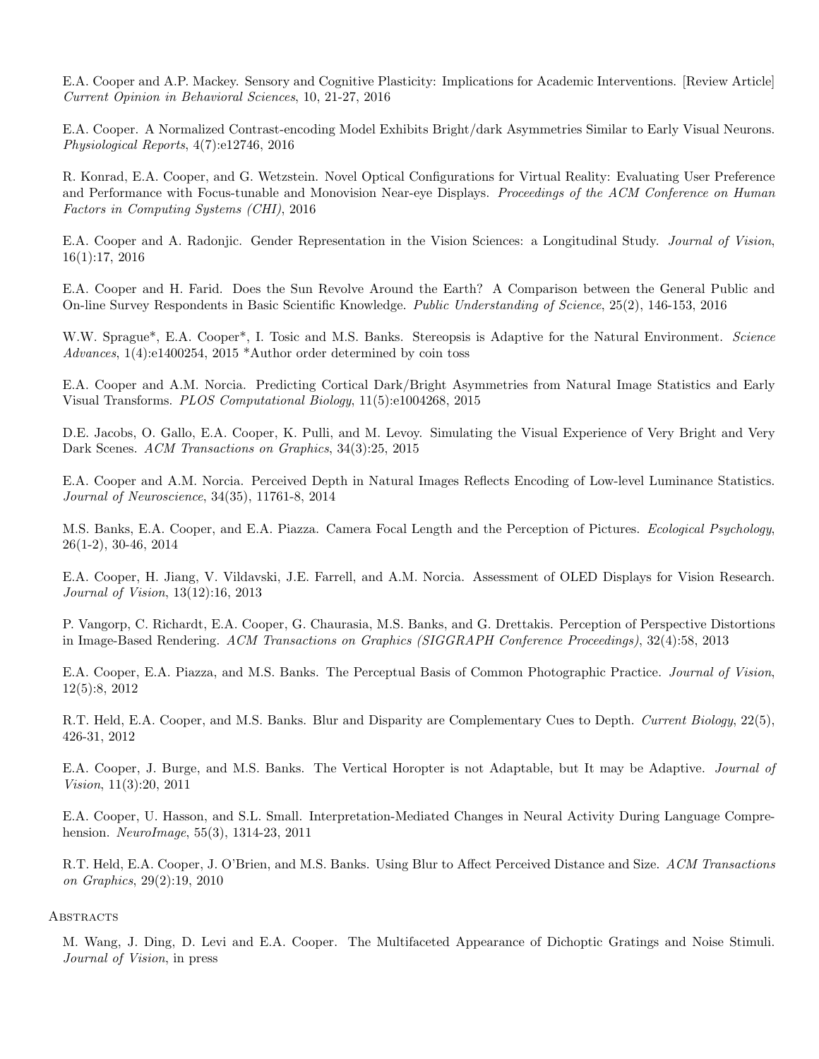E.A. Cooper and A.P. Mackey. Sensory and Cognitive Plasticity: Implications for Academic Interventions. [Review Article] *Current Opinion in Behavioral Sciences*, 10, 21-27, 2016

E.A. Cooper. A Normalized Contrast-encoding Model Exhibits Bright/dark Asymmetries Similar to Early Visual Neurons. *Physiological Reports*, 4(7):e12746, 2016

R. Konrad, E.A. Cooper, and G. Wetzstein. Novel Optical Configurations for Virtual Reality: Evaluating User Preference and Performance with Focus-tunable and Monovision Near-eye Displays. *Proceedings of the ACM Conference on Human Factors in Computing Systems (CHI)*, 2016

E.A. Cooper and A. Radonjic. Gender Representation in the Vision Sciences: a Longitudinal Study. *Journal of Vision*, 16(1):17, 2016

E.A. Cooper and H. Farid. Does the Sun Revolve Around the Earth? A Comparison between the General Public and On-line Survey Respondents in Basic Scientific Knowledge. *Public Understanding of Science*, 25(2), 146-153, 2016

W.W. Sprague*, E.A. Cooper*, I. Tosic and M.S. Banks. Stereopsis is Adaptive for the Natural Environment. *Science Advances*, 1(4):e1400254, 2015 *Author order determined by coin toss

E.A. Cooper and A.M. Norcia. Predicting Cortical Dark/Bright Asymmetries from Natural Image Statistics and Early Visual Transforms. *PLOS Computational Biology*, 11(5):e1004268, 2015

D.E. Jacobs, O. Gallo, E.A. Cooper, K. Pulli, and M. Levoy. Simulating the Visual Experience of Very Bright and Very Dark Scenes. *ACM Transactions on Graphics*, 34(3):25, 2015

E.A. Cooper and A.M. Norcia. Perceived Depth in Natural Images Reflects Encoding of Low-level Luminance Statistics. *Journal of Neuroscience*, 34(35), 11761-8, 2014

M.S. Banks, E.A. Cooper, and E.A. Piazza. Camera Focal Length and the Perception of Pictures. *Ecological Psychology*, 26(1-2), 30-46, 2014

E.A. Cooper, H. Jiang, V. Vildavski, J.E. Farrell, and A.M. Norcia. Assessment of OLED Displays for Vision Research. *Journal of Vision*, 13(12):16, 2013

P. Vangorp, C. Richardt, E.A. Cooper, G. Chaurasia, M.S. Banks, and G. Drettakis. Perception of Perspective Distortions in Image-Based Rendering. *ACM Transactions on Graphics (SIGGRAPH Conference Proceedings)*, 32(4):58, 2013

E.A. Cooper, E.A. Piazza, and M.S. Banks. The Perceptual Basis of Common Photographic Practice. *Journal of Vision*, 12(5):8, 2012

R.T. Held, E.A. Cooper, and M.S. Banks. Blur and Disparity are Complementary Cues to Depth. *Current Biology*, 22(5), 426-31, 2012

E.A. Cooper, J. Burge, and M.S. Banks. The Vertical Horopter is not Adaptable, but It may be Adaptive. *Journal of Vision*, 11(3):20, 2011

E.A. Cooper, U. Hasson, and S.L. Small. Interpretation-Mediated Changes in Neural Activity During Language Comprehension. *NeuroImage*, 55(3), 1314-23, 2011

R.T. Held, E.A. Cooper, J. O'Brien, and M.S. Banks. Using Blur to Affect Perceived Distance and Size. *ACM Transactions on Graphics*, 29(2):19, 2010

## Abstracts

M. Wang, J. Ding, D. Levi and E.A. Cooper. The Multifaceted Appearance of Dichoptic Gratings and Noise Stimuli. *Journal of Vision*, in press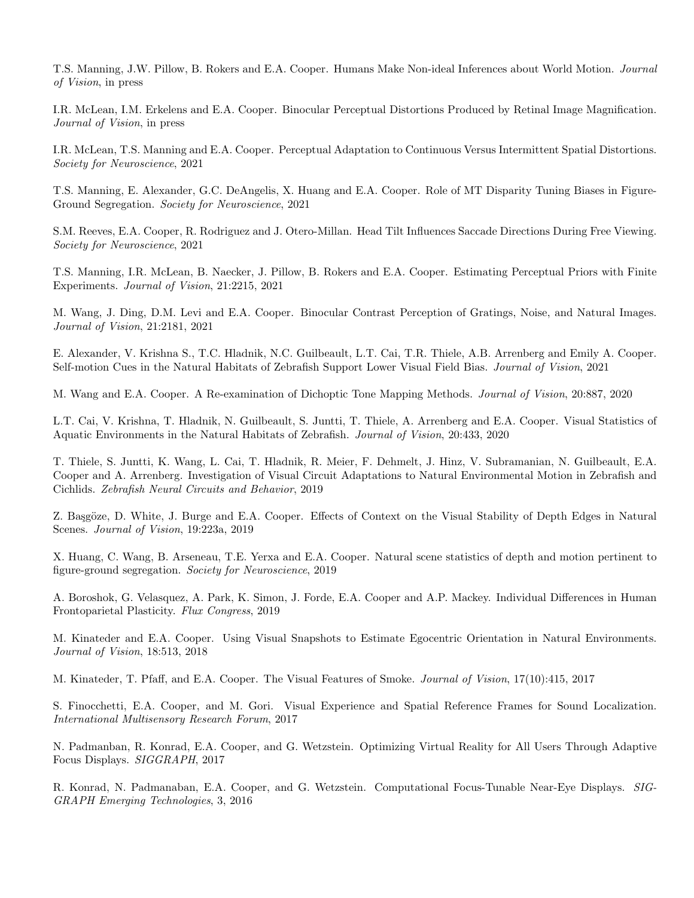T.S. Manning, J.W. Pillow, B. Rokers and E.A. Cooper. Humans Make Non-ideal Inferences about World Motion. *Journal of Vision*, in press

I.R. McLean, I.M. Erkelens and E.A. Cooper. Binocular Perceptual Distortions Produced by Retinal Image Magnification. *Journal of Vision*, in press

I.R. McLean, T.S. Manning and E.A. Cooper. Perceptual Adaptation to Continuous Versus Intermittent Spatial Distortions. *Society for Neuroscience*, 2021

T.S. Manning, E. Alexander, G.C. DeAngelis, X. Huang and E.A. Cooper. Role of MT Disparity Tuning Biases in Figure-Ground Segregation. *Society for Neuroscience*, 2021

S.M. Reeves, E.A. Cooper, R. Rodriguez and J. Otero-Millan. Head Tilt Influences Saccade Directions During Free Viewing. *Society for Neuroscience*, 2021

T.S. Manning, I.R. McLean, B. Naecker, J. Pillow, B. Rokers and E.A. Cooper. Estimating Perceptual Priors with Finite Experiments. *Journal of Vision*, 21:2215, 2021

M. Wang, J. Ding, D.M. Levi and E.A. Cooper. Binocular Contrast Perception of Gratings, Noise, and Natural Images. *Journal of Vision*, 21:2181, 2021

E. Alexander, V. Krishna S., T.C. Hladnik, N.C. Guilbeault, L.T. Cai, T.R. Thiele, A.B. Arrenberg and Emily A. Cooper. Self-motion Cues in the Natural Habitats of Zebrafish Support Lower Visual Field Bias. *Journal of Vision*, 2021

M. Wang and E.A. Cooper. A Re-examination of Dichoptic Tone Mapping Methods. *Journal of Vision*, 20:887, 2020

L.T. Cai, V. Krishna, T. Hladnik, N. Guilbeault, S. Juntti, T. Thiele, A. Arrenberg and E.A. Cooper. Visual Statistics of Aquatic Environments in the Natural Habitats of Zebrafish. *Journal of Vision*, 20:433, 2020

T. Thiele, S. Juntti, K. Wang, L. Cai, T. Hladnik, R. Meier, F. Dehmelt, J. Hinz, V. Subramanian, N. Guilbeault, E.A. Cooper and A. Arrenberg. Investigation of Visual Circuit Adaptations to Natural Environmental Motion in Zebrafish and Cichlids. *Zebrafish Neural Circuits and Behavior*, 2019

Z. Başgöze, D. White, J. Burge and E.A. Cooper. Effects of Context on the Visual Stability of Depth Edges in Natural Scenes. *Journal of Vision*, 19:223a, 2019

X. Huang, C. Wang, B. Arseneau, T.E. Yerxa and E.A. Cooper. Natural scene statistics of depth and motion pertinent to figure-ground segregation. *Society for Neuroscience*, 2019

A. Boroshok, G. Velasquez, A. Park, K. Simon, J. Forde, E.A. Cooper and A.P. Mackey. Individual Differences in Human Frontoparietal Plasticity. *Flux Congress*, 2019

M. Kinateder and E.A. Cooper. Using Visual Snapshots to Estimate Egocentric Orientation in Natural Environments. *Journal of Vision*, 18:513, 2018

M. Kinateder, T. Pfaff, and E.A. Cooper. The Visual Features of Smoke. *Journal of Vision*, 17(10):415, 2017

S. Finocchetti, E.A. Cooper, and M. Gori. Visual Experience and Spatial Reference Frames for Sound Localization. *International Multisensory Research Forum*, 2017

N. Padmanban, R. Konrad, E.A. Cooper, and G. Wetzstein. Optimizing Virtual Reality for All Users Through Adaptive Focus Displays. *SIGGRAPH*, 2017

R. Konrad, N. Padmanaban, E.A. Cooper, and G. Wetzstein. Computational Focus-Tunable Near-Eye Displays. *SIGGRAPH Emerging Technologies*, 3, 2016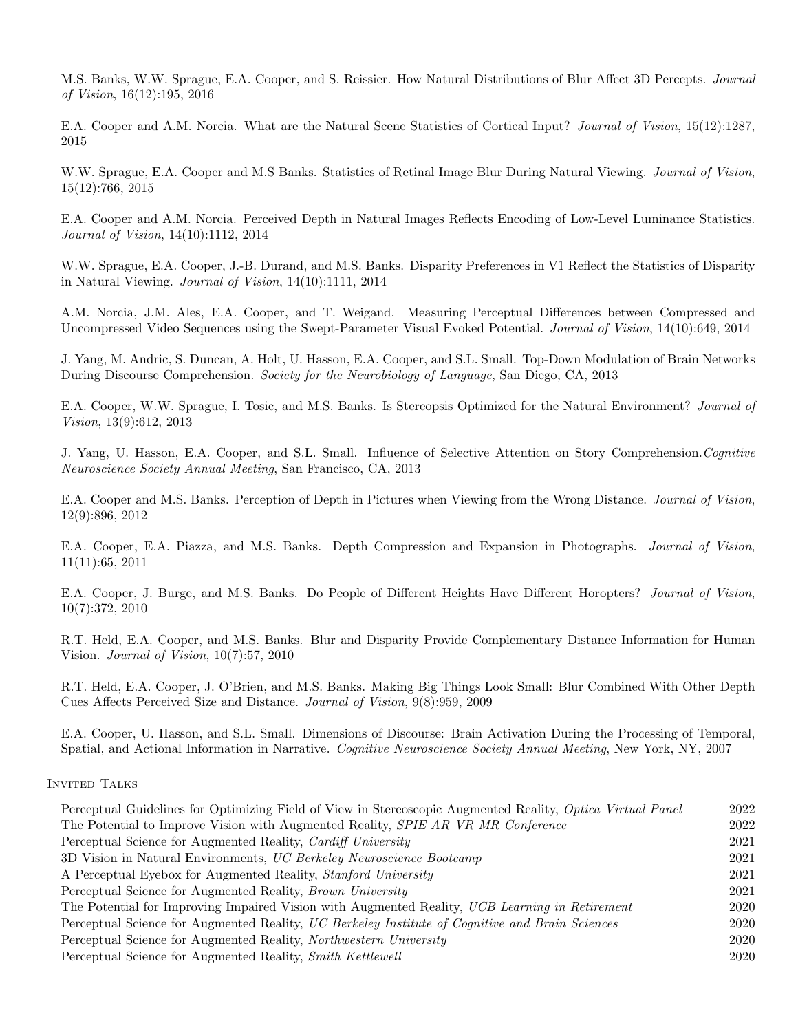M.S. Banks, W.W. Sprague, E.A. Cooper, and S. Reissier. How Natural Distributions of Blur Affect 3D Percepts. *Journal of Vision*, 16(12):195, 2016

E.A. Cooper and A.M. Norcia. What are the Natural Scene Statistics of Cortical Input? *Journal of Vision*, 15(12):1287, 2015

W.W. Sprague, E.A. Cooper and M.S Banks. Statistics of Retinal Image Blur During Natural Viewing. *Journal of Vision*, 15(12):766, 2015

E.A. Cooper and A.M. Norcia. Perceived Depth in Natural Images Reflects Encoding of Low-Level Luminance Statistics. *Journal of Vision*, 14(10):1112, 2014

W.W. Sprague, E.A. Cooper, J.-B. Durand, and M.S. Banks. Disparity Preferences in V1 Reflect the Statistics of Disparity in Natural Viewing. *Journal of Vision*, 14(10):1111, 2014

A.M. Norcia, J.M. Ales, E.A. Cooper, and T. Weigand. Measuring Perceptual Differences between Compressed and Uncompressed Video Sequences using the Swept-Parameter Visual Evoked Potential. *Journal of Vision*, 14(10):649, 2014

J. Yang, M. Andric, S. Duncan, A. Holt, U. Hasson, E.A. Cooper, and S.L. Small. Top-Down Modulation of Brain Networks During Discourse Comprehension. *Society for the Neurobiology of Language*, San Diego, CA, 2013

E.A. Cooper, W.W. Sprague, I. Tosic, and M.S. Banks. Is Stereopsis Optimized for the Natural Environment? *Journal of Vision*, 13(9):612, 2013

J. Yang, U. Hasson, E.A. Cooper, and S.L. Small. Influence of Selective Attention on Story Comprehension. *Cognitive Neuroscience Society Annual Meeting*, San Francisco, CA, 2013

E.A. Cooper and M.S. Banks. Perception of Depth in Pictures when Viewing from the Wrong Distance. *Journal of Vision*, 12(9):896, 2012

E.A. Cooper, E.A. Piazza, and M.S. Banks. Depth Compression and Expansion in Photographs. *Journal of Vision*, 11(11):65, 2011

E.A. Cooper, J. Burge, and M.S. Banks. Do People of Different Heights Have Different Horopters? *Journal of Vision*, 10(7):372, 2010

R.T. Held, E.A. Cooper, and M.S. Banks. Blur and Disparity Provide Complementary Distance Information for Human Vision. *Journal of Vision*, 10(7):57, 2010

R.T. Held, E.A. Cooper, J. O'Brien, and M.S. Banks. Making Big Things Look Small: Blur Combined With Other Depth Cues Affects Perceived Size and Distance. *Journal of Vision*, 9(8):959, 2009

E.A. Cooper, U. Hasson, and S.L. Small. Dimensions of Discourse: Brain Activation During the Processing of Temporal, Spatial, and Actional Information in Narrative. *Cognitive Neuroscience Society Annual Meeting*, New York, NY, 2007

## Invited Talks

| | |
|---|---|
| Perceptual Guidelines for Optimizing Field of View in Stereoscopic Augmented Reality, *Optica Virtual Panel* | 2022 |
| The Potential to Improve Vision with Augmented Reality, *SPIE AR VR MR Conference* | 2022 |
| Perceptual Science for Augmented Reality, *Cardiff University* | 2021 |
| 3D Vision in Natural Environments, *UC Berkeley Neuroscience Bootcamp* | 2021 |
| A Perceptual Eyebox for Augmented Reality, *Stanford University* | 2021 |
| Perceptual Science for Augmented Reality, *Brown University* | 2021 |
| The Potential for Improving Impaired Vision with Augmented Reality, *UCB Learning in Retirement* | 2020 |
| Perceptual Science for Augmented Reality, *UC Berkeley Institute of Cognitive and Brain Sciences* | 2020 |
| Perceptual Science for Augmented Reality, *Northwestern University* | 2020 |
| Perceptual Science for Augmented Reality, *Smith Kettlewell* | 2020 |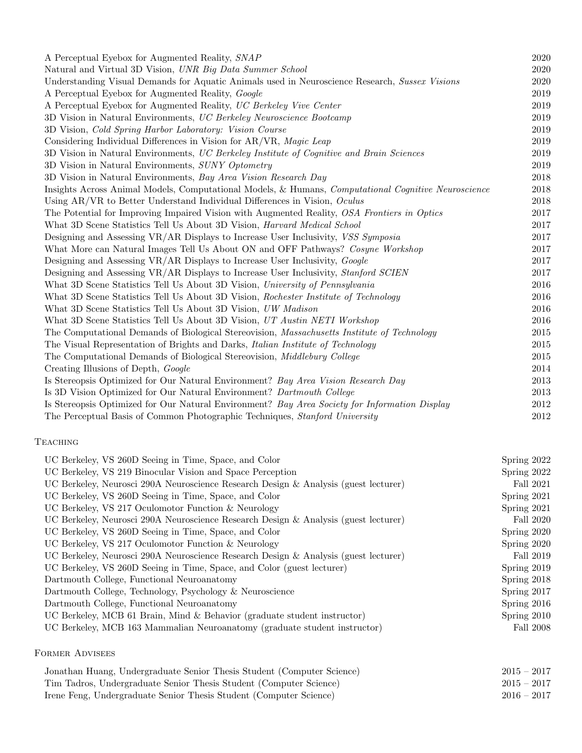A Perceptual Eyebox for Augmented Reality, *SNAP* 2020
Natural and Virtual 3D Vision, *UNR Big Data Summer School* 2020
Understanding Visual Demands for Aquatic Animals used in Neuroscience Research, *Sussex Visions* 2020
A Perceptual Eyebox for Augmented Reality, *Google* 2019
A Perceptual Eyebox for Augmented Reality, *UC Berkeley Vive Center* 2019
3D Vision in Natural Environments, *UC Berkeley Neuroscience Bootcamp* 2019
3D Vision, *Cold Spring Harbor Laboratory: Vision Course* 2019
Considering Individual Differences in Vision for AR/VR, *Magic Leap* 2019
3D Vision in Natural Environments, *UC Berkeley Institute of Cognitive and Brain Sciences* 2019
3D Vision in Natural Environments, *SUNY Optometry* 2019
3D Vision in Natural Environments, *Bay Area Vision Research Day* 2018
Insights Across Animal Models, Computational Models, & Humans, *Computational Cognitive Neuroscience* 2018
Using AR/VR to Better Understand Individual Differences in Vision, *Oculus* 2018
The Potential for Improving Impaired Vision with Augmented Reality, *OSA Frontiers in Optics* 2017
What 3D Scene Statistics Tell Us About 3D Vision, *Harvard Medical School* 2017
Designing and Assessing VR/AR Displays to Increase User Inclusivity, *VSS Symposia* 2017
What More can Natural Images Tell Us About ON and OFF Pathways? *Cosyne Workshop* 2017
Designing and Assessing VR/AR Displays to Increase User Inclusivity, *Google* 2017
Designing and Assessing VR/AR Displays to Increase User Inclusivity, *Stanford SCIEN* 2017
What 3D Scene Statistics Tell Us About 3D Vision, *University of Pennsylvania* 2016
What 3D Scene Statistics Tell Us About 3D Vision, *Rochester Institute of Technology* 2016
What 3D Scene Statistics Tell Us About 3D Vision, *UW Madison* 2016
What 3D Scene Statistics Tell Us About 3D Vision, *UT Austin NETI Workshop* 2016
The Computational Demands of Biological Stereovision, *Massachusetts Institute of Technology* 2015
The Visual Representation of Brights and Darks, *Italian Institute of Technology* 2015
The Computational Demands of Biological Stereovision, *Middlebury College* 2015
Creating Illusions of Depth, *Google* 2014
Is Stereopsis Optimized for Our Natural Environment? *Bay Area Vision Research Day* 2013
Is 3D Vision Optimized for Our Natural Environment? *Dartmouth College* 2013
Is Stereopsis Optimized for Our Natural Environment? *Bay Area Society for Information Display* 2012
The Perceptual Basis of Common Photographic Techniques, *Stanford University* 2012

## Teaching

UC Berkeley, VS 260D Seeing in Time, Space, and Color Spring 2022
UC Berkeley, VS 219 Binocular Vision and Space Perception Spring 2022
UC Berkeley, Neurosci 290A Neuroscience Research Design & Analysis (guest lecturer) Fall 2021
UC Berkeley, VS 260D Seeing in Time, Space, and Color Spring 2021
UC Berkeley, VS 217 Oculomotor Function & Neurology Spring 2021
UC Berkeley, Neurosci 290A Neuroscience Research Design & Analysis (guest lecturer) Fall 2020
UC Berkeley, VS 260D Seeing in Time, Space, and Color Spring 2020
UC Berkeley, VS 217 Oculomotor Function & Neurology Spring 2020
UC Berkeley, Neurosci 290A Neuroscience Research Design & Analysis (guest lecturer) Fall 2019
UC Berkeley, VS 260D Seeing in Time, Space, and Color (guest lecturer) Spring 2019
Dartmouth College, Functional Neuroanatomy Spring 2018
Dartmouth College, Technology, Psychology & Neuroscience Spring 2017
Dartmouth College, Functional Neuroanatomy Spring 2016
UC Berkeley, MCB 61 Brain, Mind & Behavior (graduate student instructor) Spring 2010
UC Berkeley, MCB 163 Mammalian Neuroanatomy (graduate student instructor) Fall 2008

## Former Advisees

Jonathan Huang, Undergraduate Senior Thesis Student (Computer Science) 2015 – 2017
Tim Tadros, Undergraduate Senior Thesis Student (Computer Science) 2015 – 2017
Irene Feng, Undergraduate Senior Thesis Student (Computer Science) 2016 – 2017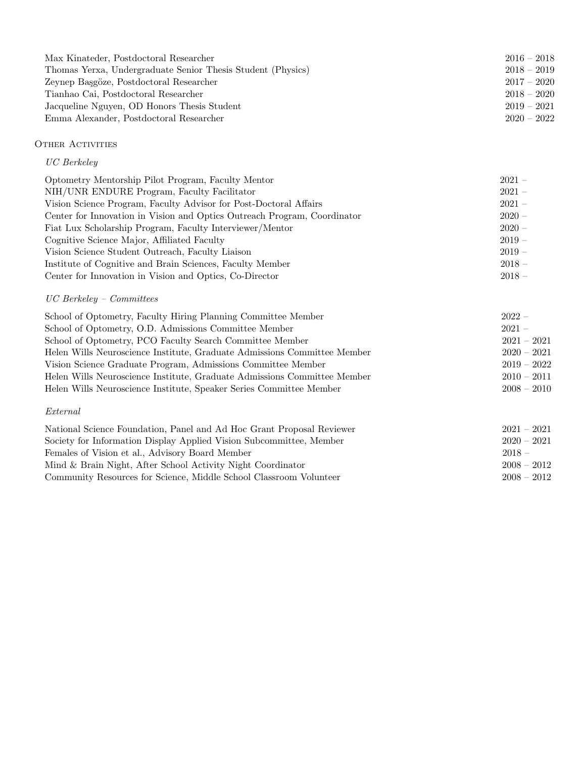| | |
|---|---|
| Max Kinateder, Postdoctoral Researcher | 2016 – 2018 |
| Thomas Yerxa, Undergraduate Senior Thesis Student (Physics) | 2018 – 2019 |
| Zeynep Başgöze, Postdoctoral Researcher | 2017 – 2020 |
| Tianhao Cai, Postdoctoral Researcher | 2018 – 2020 |
| Jacqueline Nguyen, OD Honors Thesis Student | 2019 – 2021 |
| Emma Alexander, Postdoctoral Researcher | 2020 – 2022 |

## Other Activities

*UC Berkeley*

| | |
|---|---|
| Optometry Mentorship Pilot Program, Faculty Mentor | 2021 – |
| NIH/UNR ENDURE Program, Faculty Facilitator | 2021 – |
| Vision Science Program, Faculty Advisor for Post-Doctoral Affairs | 2021 – |
| Center for Innovation in Vision and Optics Outreach Program, Coordinator | 2020 – |
| Fiat Lux Scholarship Program, Faculty Interviewer/Mentor | 2020 – |
| Cognitive Science Major, Affiliated Faculty | 2019 – |
| Vision Science Student Outreach, Faculty Liaison | 2019 – |
| Institute of Cognitive and Brain Sciences, Faculty Member | 2018 – |
| Center for Innovation in Vision and Optics, Co-Director | 2018 – |

*UC Berkeley – Committees*

| | |
|---|---|
| School of Optometry, Faculty Hiring Planning Committee Member | 2022 – |
| School of Optometry, O.D. Admissions Committee Member | 2021 – |
| School of Optometry, PCO Faculty Search Committee Member | 2021 – 2021 |
| Helen Wills Neuroscience Institute, Graduate Admissions Committee Member | 2020 – 2021 |
| Vision Science Graduate Program, Admissions Committee Member | 2019 – 2022 |
| Helen Wills Neuroscience Institute, Graduate Admissions Committee Member | 2010 – 2011 |
| Helen Wills Neuroscience Institute, Speaker Series Committee Member | 2008 – 2010 |

*External*

| | |
|---|---|
| National Science Foundation, Panel and Ad Hoc Grant Proposal Reviewer | 2021 – 2021 |
| Society for Information Display Applied Vision Subcommittee, Member | 2020 – 2021 |
| Females of Vision et al., Advisory Board Member | 2018 – |
| Mind & Brain Night, After School Activity Night Coordinator | 2008 – 2012 |
| Community Resources for Science, Middle School Classroom Volunteer | 2008 – 2012 |